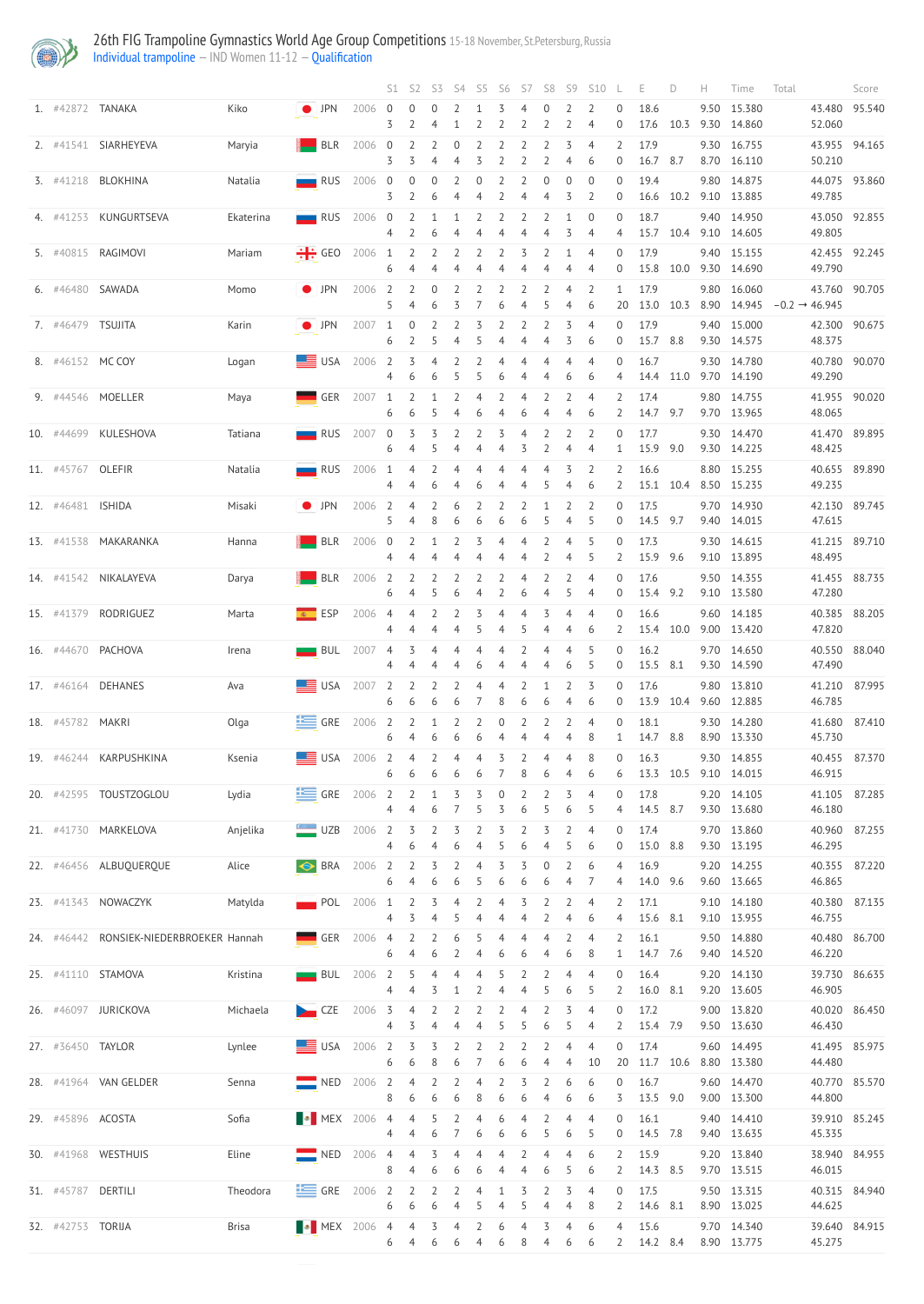# 26th FIG Trampoline Gymnastics World Age Group Competitions

15-18 November, St.Petersburg, Russia

Individual trampoline – IND Women 11-12 – Qualification

| | | | | | | S1 | S2 | S3 | S4 | S5 | S6 | S7 | S8 | S9 | S10 | L | E | D | H | Time | Total | Score |
|---|---|---|---|---|---|---|---|---|---|---|---|---|---|---|---|---|---|---|---|---|---|---|
| 1. | #42872 | TANAKA | Kiko | JPN | 2006 | 0 | 0 | 0 | 2 | 1 | 3 | 4 | 0 | 2 | 2 | 0 | 18.6 | | 9.50 | 15.380 | 43.480 | 95.540 |
| | | | | | | 3 | 2 | 4 | 1 | 2 | 2 | 2 | 2 | 2 | 4 | 0 | 17.6 | 10.3 | 9.30 | 14.860 | 52.060 | |
| 2. | #41541 | SIARHEYEVA | Maryia | BLR | 2006 | 0 | 2 | 2 | 0 | 2 | 2 | 2 | 2 | 3 | 4 | 0 | 17.9 | | 9.30 | 16.755 | 43.955 | 94.165 |
| | | | | | | 3 | 3 | 4 | 4 | 3 | 2 | 2 | 2 | 4 | 6 | 0 | 16.7 | 8.7 | 8.70 | 16.110 | 50.210 | |
| 3. | #41218 | BLOKHINA | Natalia | RUS | 2006 | 0 | 0 | 0 | 2 | 0 | 2 | 2 | 0 | 0 | 0 | 0 | 19.4 | | 9.80 | 14.875 | 44.075 | 93.860 |
| | | | | | | 3 | 2 | 6 | 4 | 4 | 2 | 4 | 4 | 3 | 2 | 0 | 16.6 | 10.2 | 9.10 | 13.885 | 49.785 | |
| 4. | #41253 | KUNGURTSEVA | Ekaterina | RUS | 2006 | 0 | 2 | 1 | 1 | 2 | 2 | 2 | 2 | 1 | 0 | 0 | 18.7 | | 9.40 | 14.950 | 43.050 | 92.855 |
| | | | | | | 4 | 2 | 6 | 4 | 4 | 4 | 4 | 4 | 3 | 4 | 4 | 15.7 | 10.4 | 9.10 | 14.605 | 49.805 | |
| 5. | #40815 | RAGIMOVI | Mariam | GEO | 2006 | 1 | 2 | 2 | 2 | 2 | 2 | 3 | 2 | 1 | 4 | 0 | 17.9 | | 9.40 | 15.155 | 42.455 | 92.245 |
| | | | | | | 6 | 4 | 4 | 4 | 4 | 4 | 4 | 4 | 4 | 4 | 0 | 15.8 | 10.0 | 9.30 | 14.690 | 49.790 | |
| 6. | #46480 | SAWADA | Momo | JPN | 2006 | 2 | 2 | 0 | 2 | 2 | 2 | 2 | 2 | 4 | 2 | 1 | 17.9 | | 9.80 | 16.060 | 43.760 | 90.705 |
| | | | | | | 5 | 4 | 6 | 3 | 7 | 6 | 4 | 5 | 4 | 6 | 20 | 13.0 | 10.3 | 8.90 | 14.945 | −0.2 → 46.945 | |
| 7. | #46479 | TSUJITA | Karin | JPN | 2007 | 1 | 0 | 2 | 2 | 3 | 2 | 2 | 2 | 3 | 4 | 0 | 17.9 | | 9.40 | 15.000 | 42.300 | 90.675 |
| | | | | | | 6 | 2 | 5 | 4 | 5 | 4 | 4 | 4 | 3 | 6 | 0 | 15.7 | 8.8 | 9.30 | 14.575 | 48.375 | |
| 8. | #46152 | MC COY | Logan | USA | 2006 | 2 | 3 | 4 | 2 | 2 | 4 | 4 | 4 | 4 | 4 | 0 | 16.7 | | 9.30 | 14.780 | 40.780 | 90.070 |
| | | | | | | 4 | 6 | 6 | 5 | 5 | 6 | 4 | 4 | 6 | 6 | 4 | 14.4 | 11.0 | 9.70 | 14.190 | 49.290 | |
| 9. | #44546 | MOELLER | Maya | GER | 2007 | 1 | 2 | 1 | 2 | 4 | 2 | 4 | 2 | 2 | 4 | 2 | 17.4 | | 9.80 | 14.755 | 41.955 | 90.020 |
| | | | | | | 6 | 6 | 5 | 4 | 6 | 4 | 6 | 4 | 4 | 6 | 2 | 14.7 | 9.7 | 9.70 | 13.965 | 48.065 | |
| 10. | #44699 | KULESHOVA | Tatiana | RUS | 2007 | 0 | 3 | 3 | 2 | 2 | 3 | 4 | 2 | 2 | 2 | 0 | 17.7 | | 9.30 | 14.470 | 41.470 | 89.895 |
| | | | | | | 6 | 4 | 5 | 4 | 4 | 4 | 3 | 2 | 4 | 4 | 1 | 15.9 | 9.0 | 9.30 | 14.225 | 48.425 | |
| 11. | #45767 | OLEFIR | Natalia | RUS | 2006 | 1 | 4 | 2 | 4 | 4 | 4 | 4 | 4 | 3 | 2 | 2 | 16.6 | | 8.80 | 15.255 | 40.655 | 89.890 |
| | | | | | | 4 | 4 | 6 | 4 | 6 | 4 | 4 | 5 | 4 | 6 | 2 | 15.1 | 10.4 | 8.50 | 15.235 | 49.235 | |
| 12. | #46481 | ISHIDA | Misaki | JPN | 2006 | 2 | 4 | 2 | 6 | 2 | 2 | 2 | 1 | 2 | 2 | 0 | 17.5 | | 9.70 | 14.930 | 42.130 | 89.745 |
| | | | | | | 5 | 4 | 8 | 6 | 6 | 6 | 6 | 5 | 4 | 5 | 0 | 14.5 | 9.7 | 9.40 | 14.015 | 47.615 | |
| 13. | #41538 | MAKARANKA | Hanna | BLR | 2006 | 0 | 2 | 1 | 2 | 3 | 4 | 4 | 2 | 4 | 5 | 0 | 17.3 | | 9.30 | 14.615 | 41.215 | 89.710 |
| | | | | | | 4 | 4 | 4 | 4 | 4 | 4 | 4 | 2 | 4 | 5 | 2 | 15.9 | 9.6 | 9.10 | 13.895 | 48.495 | |
| 14. | #41542 | NIKALAYEVA | Darya | BLR | 2006 | 2 | 2 | 2 | 2 | 2 | 2 | 4 | 2 | 2 | 4 | 0 | 17.6 | | 9.50 | 14.355 | 41.455 | 88.735 |
| | | | | | | 6 | 4 | 5 | 6 | 4 | 2 | 6 | 4 | 5 | 4 | 0 | 15.4 | 9.2 | 9.10 | 13.580 | 47.280 | |
| 15. | #41379 | RODRIGUEZ | Marta | ESP | 2006 | 4 | 4 | 2 | 2 | 3 | 4 | 4 | 3 | 4 | 4 | 0 | 16.6 | | 9.60 | 14.185 | 40.385 | 88.205 |
| | | | | | | 4 | 4 | 4 | 4 | 5 | 4 | 5 | 4 | 4 | 6 | 2 | 15.4 | 10.0 | 9.00 | 13.420 | 47.820 | |
| 16. | #44670 | PACHOVA | Irena | BUL | 2007 | 4 | 3 | 4 | 4 | 4 | 4 | 2 | 4 | 4 | 5 | 0 | 16.2 | | 9.70 | 14.650 | 40.550 | 88.040 |
| | | | | | | 4 | 4 | 4 | 4 | 6 | 4 | 4 | 4 | 6 | 5 | 0 | 15.5 | 8.1 | 9.30 | 14.590 | 47.490 | |
| 17. | #46164 | DEHANES | Ava | USA | 2007 | 2 | 2 | 2 | 2 | 4 | 4 | 2 | 1 | 2 | 3 | 0 | 17.6 | | 9.80 | 13.810 | 41.210 | 87.995 |
| | | | | | | 6 | 6 | 6 | 6 | 7 | 8 | 6 | 6 | 4 | 6 | 0 | 13.9 | 10.4 | 9.60 | 12.885 | 46.785 | |
| 18. | #45782 | MAKRI | Olga | GRE | 2006 | 2 | 2 | 1 | 2 | 2 | 0 | 2 | 2 | 2 | 4 | 0 | 18.1 | | 9.30 | 14.280 | 41.680 | 87.410 |
| | | | | | | 6 | 4 | 6 | 6 | 6 | 4 | 4 | 4 | 4 | 8 | 1 | 14.7 | 8.8 | 8.90 | 13.330 | 45.730 | |
| 19. | #46244 | KARPUSHKINA | Ksenia | USA | 2006 | 2 | 4 | 2 | 4 | 4 | 3 | 2 | 4 | 4 | 8 | 0 | 16.3 | | 9.30 | 14.855 | 40.455 | 87.370 |
| | | | | | | 6 | 6 | 6 | 6 | 6 | 7 | 8 | 6 | 4 | 6 | 6 | 13.3 | 10.5 | 9.10 | 14.015 | 46.915 | |
| 20. | #42595 | TOUSTZOGLOU | Lydia | GRE | 2006 | 2 | 2 | 1 | 3 | 3 | 0 | 2 | 2 | 3 | 4 | 0 | 17.8 | | 9.20 | 14.105 | 41.105 | 87.285 |
| | | | | | | 4 | 4 | 6 | 7 | 5 | 3 | 6 | 5 | 6 | 5 | 4 | 14.5 | 8.7 | 9.30 | 13.680 | 46.180 | |
| 21. | #41730 | MARKELOVA | Anjelika | UZB | 2006 | 2 | 3 | 2 | 3 | 2 | 3 | 2 | 3 | 2 | 4 | 0 | 17.4 | | 9.70 | 13.860 | 40.960 | 87.255 |
| | | | | | | 4 | 6 | 4 | 6 | 4 | 5 | 6 | 4 | 5 | 6 | 0 | 15.0 | 8.8 | 9.30 | 13.195 | 46.295 | |
| 22. | #46456 | ALBUQUERQUE | Alice | BRA | 2006 | 2 | 2 | 3 | 2 | 4 | 3 | 3 | 0 | 2 | 6 | 4 | 16.9 | | 9.20 | 14.255 | 40.355 | 87.220 |
| | | | | | | 6 | 4 | 6 | 6 | 5 | 6 | 6 | 6 | 4 | 7 | 4 | 14.0 | 9.6 | 9.60 | 13.665 | 46.865 | |
| 23. | #41343 | NOWACZYK | Matylda | POL | 2006 | 1 | 2 | 3 | 4 | 2 | 4 | 3 | 2 | 2 | 4 | 2 | 17.1 | | 9.10 | 14.180 | 40.380 | 87.135 |
| | | | | | | 4 | 3 | 4 | 5 | 4 | 4 | 4 | 2 | 4 | 6 | 4 | 15.6 | 8.1 | 9.10 | 13.955 | 46.755 | |
| 24. | #46442 | RONSIEK-NIEDERBROEKER | Hannah | GER | 2006 | 4 | 2 | 2 | 6 | 5 | 4 | 4 | 4 | 2 | 4 | 2 | 16.1 | | 9.50 | 14.880 | 40.480 | 86.700 |
| | | | | | | 6 | 4 | 6 | 2 | 4 | 6 | 6 | 4 | 6 | 8 | 1 | 14.7 | 7.6 | 9.40 | 14.520 | 46.220 | |
| 25. | #41110 | STAMOVA | Kristina | BUL | 2006 | 2 | 5 | 4 | 4 | 5 | 2 | 2 | 4 | 4 | 4 | 0 | 16.4 | | 9.20 | 14.130 | 39.730 | 86.635 |
| | | | | | | 4 | 4 | 3 | 1 | 2 | 4 | 4 | 5 | 6 | 5 | 2 | 16.0 | 8.1 | 9.20 | 13.605 | 46.905 | |
| 26. | #46097 | JURICKOVA | Michaela | CZE | 2006 | 3 | 4 | 2 | 2 | 2 | 2 | 4 | 2 | 3 | 4 | 0 | 17.2 | | 9.00 | 13.820 | 40.020 | 86.450 |
| | | | | | | 4 | 3 | 4 | 4 | 4 | 5 | 5 | 6 | 5 | 4 | 2 | 15.4 | 7.9 | 9.50 | 13.630 | 46.430 | |
| 27. | #36450 | TAYLOR | Lynlee | USA | 2006 | 2 | 3 | 3 | 2 | 2 | 2 | 2 | 2 | 4 | 4 | 0 | 17.4 | | 9.60 | 14.495 | 41.495 | 85.975 |
| | | | | | | 6 | 6 | 8 | 6 | 7 | 6 | 6 | 4 | 4 | 10 | 20 | 11.7 | 10.6 | 8.80 | 13.380 | 44.480 | |
| 28. | #41964 | VAN GELDER | Senna | NED | 2006 | 2 | 4 | 2 | 2 | 4 | 2 | 3 | 2 | 6 | 6 | 0 | 16.7 | | 9.60 | 14.470 | 40.770 | 85.570 |
| | | | | | | 8 | 6 | 6 | 6 | 8 | 6 | 6 | 4 | 6 | 6 | 3 | 13.5 | 9.0 | 9.00 | 13.300 | 44.800 | |
| 29. | #45896 | ACOSTA | Sofia | MEX | 2006 | 4 | 4 | 5 | 2 | 4 | 4 | 2 | 4 | 4 | 4 | 0 | 16.1 | | 9.40 | 14.410 | 39.910 | 85.245 |
| | | | | | | 4 | 4 | 6 | 7 | 6 | 6 | 6 | 5 | 6 | 5 | 0 | 14.5 | 7.8 | 9.40 | 13.635 | 45.335 | |
| 30. | #41968 | WESTHUIS | Eline | NED | 2006 | 4 | 4 | 3 | 4 | 4 | 4 | 2 | 4 | 4 | 6 | 2 | 15.9 | | 9.20 | 13.840 | 38.940 | 84.955 |
| | | | | | | 8 | 4 | 6 | 6 | 6 | 4 | 4 | 6 | 5 | 6 | 2 | 14.3 | 8.5 | 9.70 | 13.515 | 46.015 | |
| 31. | #45787 | DERTILI | Theodora | GRE | 2006 | 2 | 2 | 2 | 2 | 4 | 1 | 3 | 2 | 3 | 4 | 0 | 17.5 | | 9.50 | 13.315 | 40.315 | 84.940 |
| | | | | | | 6 | 6 | 6 | 4 | 5 | 4 | 5 | 4 | 4 | 8 | 2 | 14.6 | 8.1 | 8.90 | 13.025 | 44.625 | |
| 32. | #42753 | TORIJA | Brisa | MEX | 2006 | 4 | 4 | 3 | 4 | 2 | 6 | 4 | 3 | 4 | 6 | 4 | 15.6 | | 9.70 | 14.340 | 39.640 | 84.915 |
| | | | | | | 6 | 4 | 6 | 6 | 4 | 6 | 8 | 4 | 6 | 6 | 2 | 14.2 | 8.4 | 8.90 | 13.775 | 45.275 | |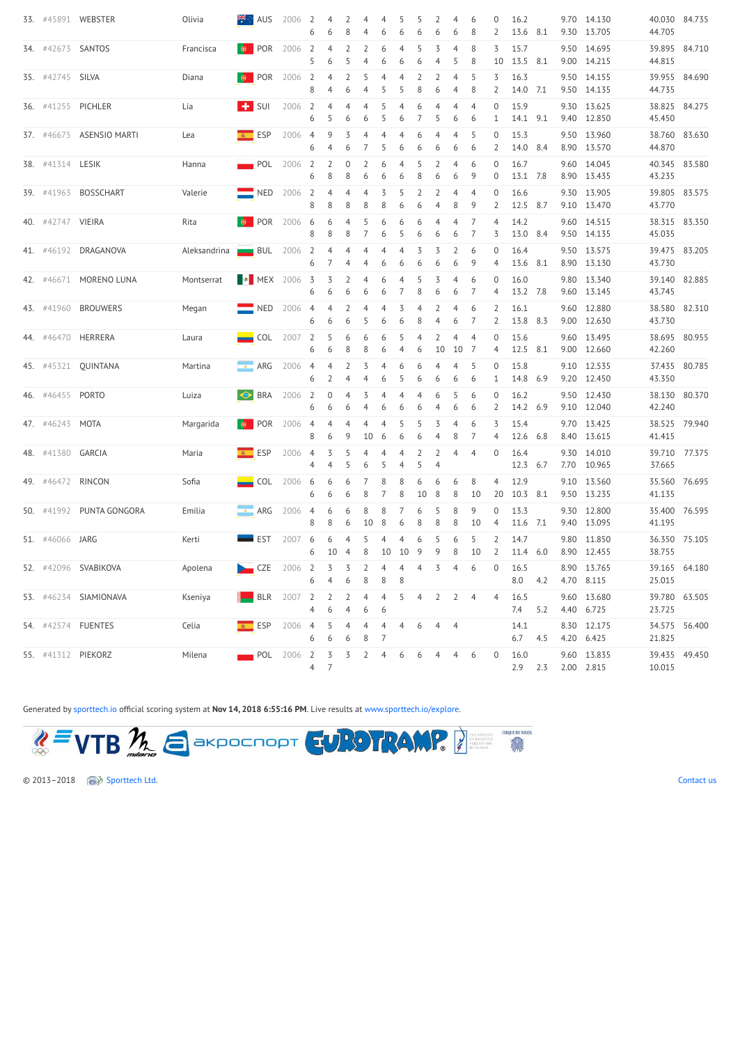| | | | | | | | | | | | | | | | | | | | | | | | |
|---|---|---|---|---|---|---|---|---|---|---|---|---|---|---|---|---|---|---|---|---|---|---|---|
| 33. | #45891 | WEBSTER | Olivia | AUS | 2006 | 2<br>6 | 4<br>6 | 2<br>8 | 4<br>4 | 4<br>6 | 5<br>6 | 5<br>6 | 2<br>6 | 4<br>6 | 6<br>8 | 0<br>2 | 16.2<br>13.6 | <br>8.1 | 9.70<br>9.30 | 14.130<br>13.705 | 40.030<br>44.705 | 84.735 |
| 34. | #42673 | SANTOS | Francisca | POR | 2006 | 2<br>5 | 4<br>6 | 2<br>5 | 2<br>4 | 6<br>6 | 4<br>6 | 5<br>6 | 3<br>4 | 4<br>5 | 8<br>8 | 3<br>10 | 15.7<br>13.5 | <br>8.1 | 9.50<br>9.00 | 14.695<br>14.215 | 39.895<br>44.815 | 84.710 |
| 35. | #42745 | SILVA | Diana | POR | 2006 | 2<br>8 | 4<br>4 | 2<br>6 | 5<br>4 | 4<br>5 | 4<br>5 | 2<br>8 | 2<br>6 | 4<br>4 | 5<br>8 | 3<br>2 | 16.3<br>14.0 | <br>7.1 | 9.50<br>9.50 | 14.155<br>14.135 | 39.955<br>44.735 | 84.690 |
| 36. | #41255 | PICHLER | Lia | SUI | 2006 | 2<br>6 | 4<br>5 | 4<br>6 | 4<br>6 | 5<br>5 | 4<br>6 | 6<br>7 | 4<br>5 | 4<br>6 | 4<br>6 | 0<br>1 | 15.9<br>14.1 | <br>9.1 | 9.30<br>9.40 | 13.625<br>12.850 | 38.825<br>45.450 | 84.275 |
| 37. | #46675 | ASENSIO MARTI | Lea | ESP | 2006 | 4<br>6 | 9<br>4 | 3<br>6 | 4<br>7 | 4<br>5 | 4<br>6 | 6<br>6 | 4<br>6 | 4<br>6 | 5<br>6 | 0<br>2 | 15.3<br>14.0 | <br>8.4 | 9.50<br>8.90 | 13.960<br>13.570 | 38.760<br>44.870 | 83.630 |
| 38. | #41314 | LESIK | Hanna | POL | 2006 | 2<br>6 | 2<br>8 | 0<br>8 | 2<br>6 | 6<br>6 | 4<br>6 | 5<br>8 | 2<br>6 | 4<br>6 | 6<br>9 | 0<br>0 | 16.7<br>13.1 | <br>7.8 | 9.60<br>8.90 | 14.045<br>13.435 | 40.345<br>43.235 | 83.580 |
| 39. | #41963 | BOSSCHART | Valerie | NED | 2006 | 2<br>8 | 4<br>8 | 4<br>8 | 4<br>8 | 3<br>8 | 5<br>6 | 2<br>6 | 2<br>4 | 4<br>8 | 4<br>9 | 0<br>2 | 16.6<br>12.5 | <br>8.7 | 9.30<br>9.10 | 13.905<br>13.470 | 39.805<br>43.770 | 83.575 |
| 40. | #42747 | VIEIRA | Rita | POR | 2006 | 6<br>8 | 6<br>8 | 4<br>8 | 5<br>7 | 6<br>6 | 6<br>5 | 6<br>6 | 4<br>6 | 4<br>6 | 7<br>7 | 4<br>3 | 14.2<br>13.0 | <br>8.4 | 9.60<br>9.50 | 14.515<br>14.135 | 38.315<br>45.035 | 83.350 |
| 41. | #46192 | DRAGANOVA | Aleksandrina | BUL | 2006 | 2<br>6 | 4<br>7 | 4<br>4 | 4<br>4 | 4<br>6 | 4<br>6 | 3<br>6 | 3<br>6 | 2<br>6 | 6<br>9 | 0<br>4 | 16.4<br>13.6 | <br>8.1 | 9.50<br>8.90 | 13.575<br>13.130 | 39.475<br>43.730 | 83.205 |
| 42. | #46671 | MORENO LUNA | Montserrat | MEX | 2006 | 3<br>6 | 3<br>6 | 2<br>6 | 4<br>6 | 6<br>6 | 4<br>7 | 5<br>8 | 3<br>6 | 4<br>6 | 6<br>7 | 0<br>4 | 16.0<br>13.2 | <br>7.8 | 9.80<br>9.60 | 13.340<br>13.145 | 39.140<br>43.745 | 82.885 |
| 43. | #41960 | BROUWERS | Megan | NED | 2006 | 4<br>6 | 4<br>6 | 2<br>6 | 4<br>5 | 4<br>6 | 3<br>6 | 4<br>8 | 2<br>4 | 4<br>6 | 6<br>7 | 2<br>2 | 16.1<br>13.8 | <br>8.3 | 9.60<br>9.00 | 12.880<br>12.630 | 38.580<br>43.730 | 82.310 |
| 44. | #46470 | HERRERA | Laura | COL | 2007 | 2<br>6 | 5<br>6 | 6<br>8 | 6<br>6 | 6<br>8 | 5<br>4 | 4<br>6 | 2<br>10 | 4<br>10 | 4<br>7 | 0<br>4 | 15.6<br>12.5 | <br>8.1 | 9.60<br>9.00 | 13.495<br>12.660 | 38.695<br>42.260 | 80.955 |
| 45. | #45321 | QUINTANA | Martina | ARG | 2006 | 4<br>6 | 4<br>2 | 2<br>4 | 3<br>4 | 4<br>6 | 6<br>5 | 6<br>6 | 4<br>6 | 4<br>6 | 5<br>6 | 0<br>1 | 15.8<br>14.8 | <br>6.9 | 9.10<br>9.20 | 12.535<br>12.450 | 37.435<br>43.350 | 80.785 |
| 46. | #46455 | PORTO | Luiza | BRA | 2006 | 2<br>6 | 4<br>6 | 3<br>6 | 4<br>4 | 4<br>6 | 4<br>6 | 6<br>6 | 5<br>4 | 6<br>6 | 6<br>6 | 0<br>2 | 16.2<br>14.2 | <br>6.9 | 9.50<br>9.10 | 12.430<br>12.040 | 38.130<br>42.240 | 80.370 |
| 47. | #46243 | MOTA | Margarida | POR | 2006 | 4<br>8 | 4<br>6 | 4<br>9 | 4<br>10 | 4<br>6 | 5<br>6 | 5<br>6 | 3<br>4 | 4<br>8 | 6<br>7 | 3<br>4 | 15.4<br>12.6 | <br>6.8 | 9.70<br>8.40 | 13.425<br>13.615 | 38.525<br>41.415 | 79.940 |
| 48. | #41380 | GARCIA | Maria | ESP | 2006 | 4<br>4 | 3<br>4 | 5<br>5 | 4<br>6 | 4<br>5 | 4<br>4 | 2<br>5 | 2<br>4 | 4 | 4 | 0 | 16.4<br>12.3 | <br>6.7 | 9.30<br>7.70 | 14.010<br>10.965 | 39.710<br>37.665 | 77.375 |
| 49. | #46472 | RINCON | Sofia | COL | 2006 | 6<br>6 | 6<br>6 | 6<br>6 | 7<br>8 | 8<br>7 | 8<br>8 | 6<br>10 | 6<br>8 | 6<br>8 | 8<br>10 | 4<br>20 | 12.9<br>10.3 | <br>8.1 | 9.10<br>9.50 | 13.560<br>13.235 | 35.560<br>41.135 | 76.695 |
| 50. | #41992 | PUNTA GONGORA | Emilia | ARG | 2006 | 4<br>8 | 6<br>8 | 6<br>6 | 8<br>10 | 8<br>8 | 7<br>6 | 6<br>8 | 5<br>8 | 8<br>8 | 9<br>10 | 0<br>4 | 13.3<br>11.6 | <br>7.1 | 9.30<br>9.40 | 12.800<br>13.095 | 35.400<br>41.195 | 76.595 |
| 51. | #46066 | JARG | Kerti | EST | 2007 | 6<br>6 | 6<br>10 | 4<br>4 | 5<br>8 | 4<br>10 | 4<br>10 | 6<br>9 | 5<br>9 | 6<br>8 | 5<br>10 | 2<br>2 | 14.7<br>11.4 | <br>6.0 | 9.80<br>8.90 | 11.850<br>12.455 | 36.350<br>38.755 | 75.105 |
| 52. | #42096 | SVABIKOVA | Apolena | CZE | 2006 | 2<br>6 | 3<br>4 | 3<br>6 | 2<br>8 | 4<br>8 | 4<br>8 | 4 | 3 | 4 | 6 | 0 | 16.5<br>8.0 | <br>4.2 | 8.90<br>4.70 | 13.765<br>8.115 | 39.165<br>25.015 | 64.180 |
| 53. | #46234 | SIAMIONAVA | Kseniya | BLR | 2007 | 2<br>4 | 2<br>6 | 2<br>4 | 4<br>6 | 4<br>6 | 5 | 4 | 2 | 2 | 4 | 4 | 16.5<br>7.4 | <br>5.2 | 9.60<br>4.40 | 13.680<br>6.725 | 39.780<br>23.725 | 63.505 |
| 54. | #42574 | FUENTES | Celia | ESP | 2006 | 4<br>6 | 5<br>6 | 4<br>6 | 4<br>8 | 4<br>7 | 4 | 6 | 4 | 4 | | | 14.1<br>6.7 | <br>4.5 | 8.30<br>4.20 | 12.175<br>6.425 | 34.575<br>21.825 | 56.400 |
| 55. | #41312 | PIEKORZ | Milena | POL | 2006 | 2<br>4 | 3<br>7 | 3 | 2 | 4 | 6 | 6 | 4 | 4 | 6 | 0 | 16.0<br>2.9 | <br>2.3 | 9.60<br>2.00 | 13.835<br>2.815 | 39.435<br>10.015 | 49.450 |

Generated by sporttech.io official scoring system at **Nov 14, 2018 6:55:16 PM**. Live results at www.sporttech.io/explore.

© 2013–2018 Sporttech Ltd.

Contact us